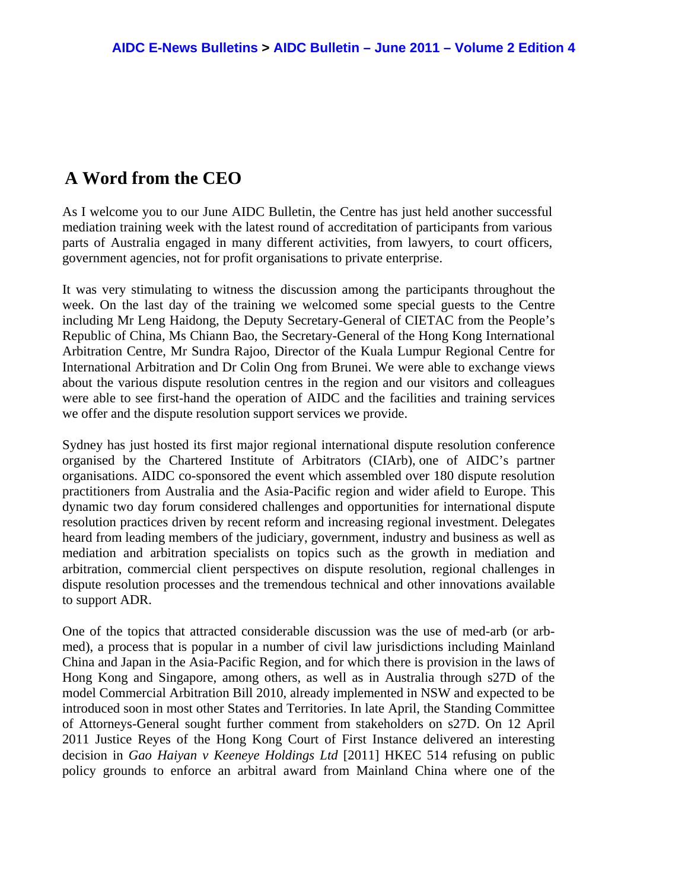AIDC E-News Bulletins > AIDC Bulletin – June 2011 – Volume 2 Edition 4

# A Word from the CEO

As I welcome you to our June AIDC Bulletin, the Centre has just held another successful mediation training week with the latest round of accreditation of participants from various parts of Australia engaged in many different activities, from lawyers, to court officers, government agencies, not for profit organisations to private enterprise.

It was very stimulating to witness the discussion among the participants throughout the week. On the last day of the training we welcomed some special guests to the Centre including Mr Leng Haidong, the Deputy Secretary-General of CIETAC from the People's Republic of China, Ms Chiann Bao, the Secretary-General of the Hong Kong International Arbitration Centre, Mr Sundra Rajoo, Director of the Kuala Lumpur Regional Centre for International Arbitration and Dr Colin Ong from Brunei. We were able to exchange views about the various dispute resolution centres in the region and our visitors and colleagues were able to see first-hand the operation of AIDC and the facilities and training services we offer and the dispute resolution support services we provide.

Sydney has just hosted its first major regional international dispute resolution conference organised by the Chartered Institute of Arbitrators (CIArb), one of AIDC's partner organisations. AIDC co-sponsored the event which assembled over 180 dispute resolution practitioners from Australia and the Asia-Pacific region and wider afield to Europe. This dynamic two day forum considered challenges and opportunities for international dispute resolution practices driven by recent reform and increasing regional investment. Delegates heard from leading members of the judiciary, government, industry and business as well as mediation and arbitration specialists on topics such as the growth in mediation and arbitration, commercial client perspectives on dispute resolution, regional challenges in dispute resolution processes and the tremendous technical and other innovations available to support ADR.

One of the topics that attracted considerable discussion was the use of med-arb (or arb-med), a process that is popular in a number of civil law jurisdictions including Mainland China and Japan in the Asia-Pacific Region, and for which there is provision in the laws of Hong Kong and Singapore, among others, as well as in Australia through s27D of the model Commercial Arbitration Bill 2010, already implemented in NSW and expected to be introduced soon in most other States and Territories. In late April, the Standing Committee of Attorneys-General sought further comment from stakeholders on s27D. On 12 April 2011 Justice Reyes of the Hong Kong Court of First Instance delivered an interesting decision in *Gao Haiyan v Keeneye Holdings Ltd* [2011] HKEC 514 refusing on public policy grounds to enforce an arbitral award from Mainland China where one of the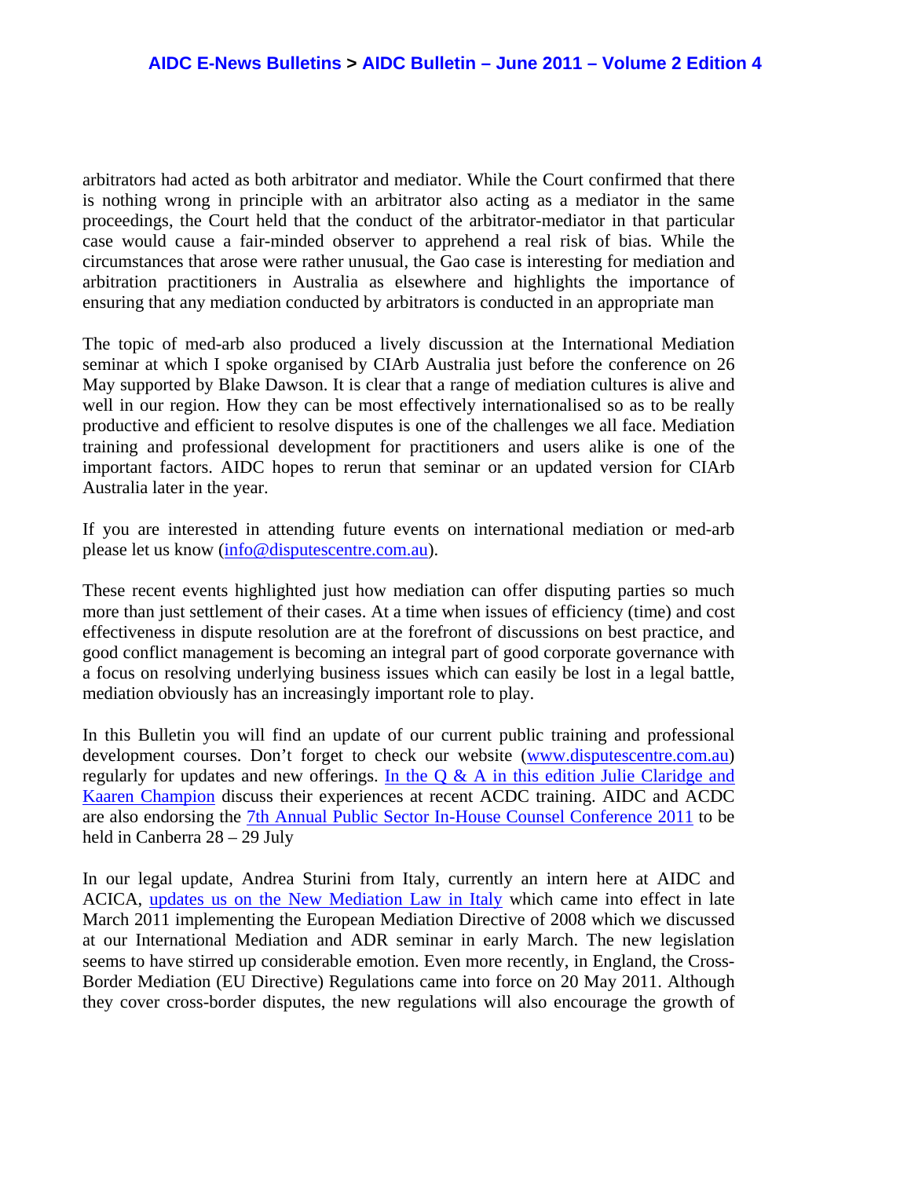arbitrators had acted as both arbitrator and mediator. While the Court confirmed that there is nothing wrong in principle with an arbitrator also acting as a mediator in the same proceedings, the Court held that the conduct of the arbitrator-mediator in that particular case would cause a fair-minded observer to apprehend a real risk of bias. While the circumstances that arose were rather unusual, the Gao case is interesting for mediation and arbitration practitioners in Australia as elsewhere and highlights the importance of ensuring that any mediation conducted by arbitrators is conducted in an appropriate man

The topic of med-arb also produced a lively discussion at the International Mediation seminar at which I spoke organised by CIArb Australia just before the conference on 26 May supported by Blake Dawson. It is clear that a range of mediation cultures is alive and well in our region. How they can be most effectively internationalised so as to be really productive and efficient to resolve disputes is one of the challenges we all face. Mediation training and professional development for practitioners and users alike is one of the important factors. AIDC hopes to rerun that seminar or an updated version for CIArb Australia later in the year.

If you are interested in attending future events on international mediation or med-arb please let us know (info@disputescentre.com.au).

These recent events highlighted just how mediation can offer disputing parties so much more than just settlement of their cases. At a time when issues of efficiency (time) and cost effectiveness in dispute resolution are at the forefront of discussions on best practice, and good conflict management is becoming an integral part of good corporate governance with a focus on resolving underlying business issues which can easily be lost in a legal battle, mediation obviously has an increasingly important role to play.

In this Bulletin you will find an update of our current public training and professional development courses. Don't forget to check our website (www.disputescentre.com.au) regularly for updates and new offerings. In the Q & A in this edition Julie Claridge and Kaaren Champion discuss their experiences at recent ACDC training. AIDC and ACDC are also endorsing the 7th Annual Public Sector In-House Counsel Conference 2011 to be held in Canberra 28 – 29 July

In our legal update, Andrea Sturini from Italy, currently an intern here at AIDC and ACICA, updates us on the New Mediation Law in Italy which came into effect in late March 2011 implementing the European Mediation Directive of 2008 which we discussed at our International Mediation and ADR seminar in early March. The new legislation seems to have stirred up considerable emotion. Even more recently, in England, the Cross-Border Mediation (EU Directive) Regulations came into force on 20 May 2011. Although they cover cross-border disputes, the new regulations will also encourage the growth of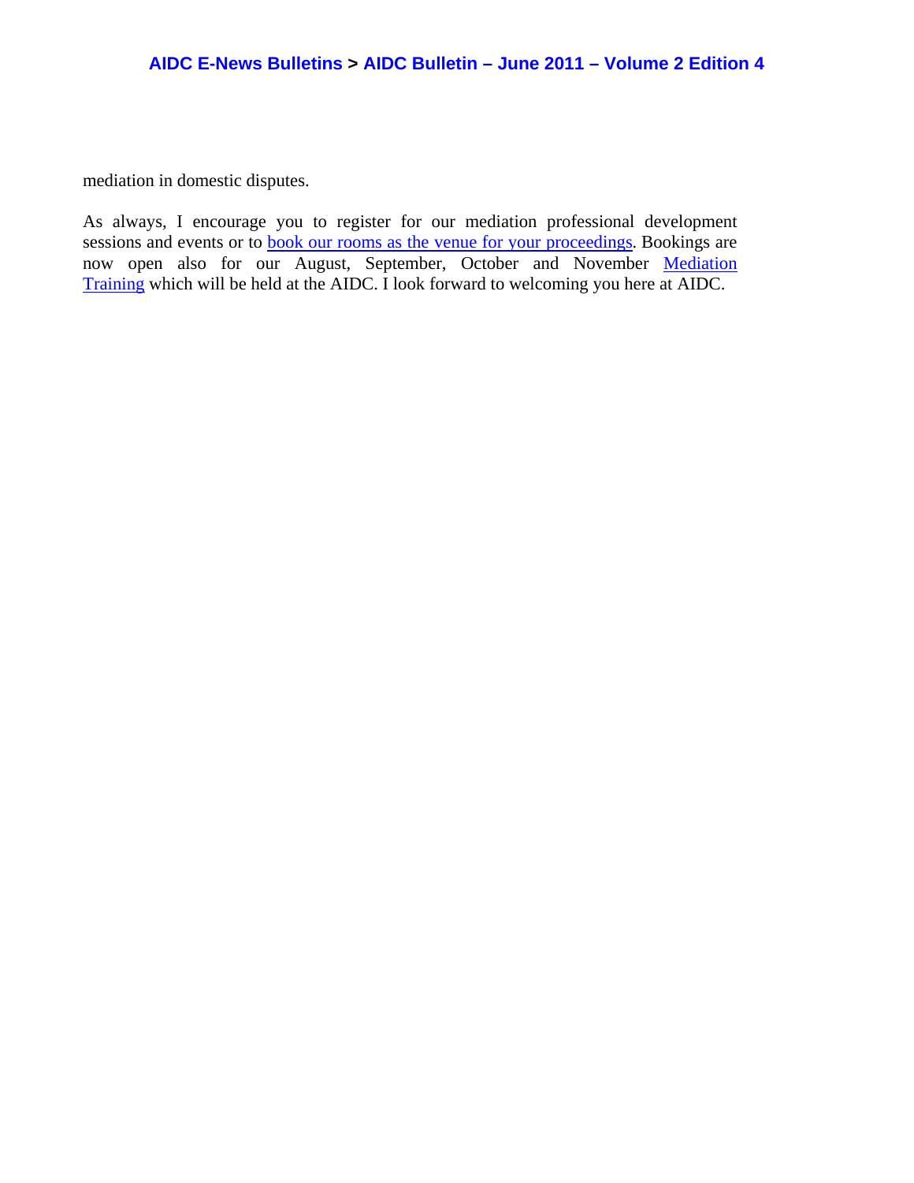mediation in domestic disputes.

As always, I encourage you to register for our mediation professional development sessions and events or to book our rooms as the venue for your proceedings. Bookings are now open also for our August, September, October and November Mediation Training which will be held at the AIDC. I look forward to welcoming you here at AIDC.